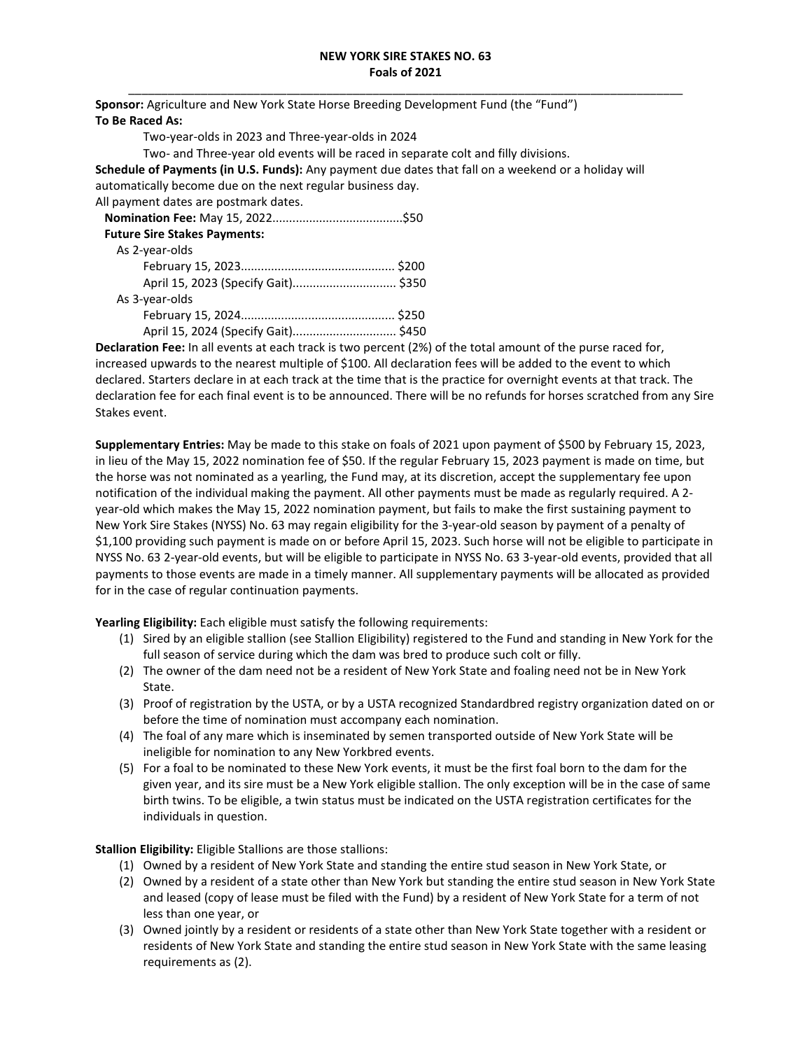# NEW YORK SIRE STAKES NO. 63
## Foals of 2021

**Sponsor:** Agriculture and New York State Horse Breeding Development Fund (the "Fund")

**To Be Raced As:**

Two-year-olds in 2023 and Three-year-olds in 2024

Two- and Three-year old events will be raced in separate colt and filly divisions.

**Schedule of Payments (in U.S. Funds):** Any payment due dates that fall on a weekend or a holiday will automatically become due on the next regular business day.

All payment dates are postmark dates.

**Nomination Fee:** May 15, 2022.......................................$50

**Future Sire Stakes Payments:**

As 2-year-olds

February 15, 2023............................................. $200

April 15, 2023 (Specify Gait).............................. $350

As 3-year-olds

February 15, 2024............................................. $250

April 15, 2024 (Specify Gait).............................. $450

**Declaration Fee:** In all events at each track is two percent (2%) of the total amount of the purse raced for, increased upwards to the nearest multiple of $100. All declaration fees will be added to the event to which declared. Starters declare in at each track at the time that is the practice for overnight events at that track. The declaration fee for each final event is to be announced. There will be no refunds for horses scratched from any Sire Stakes event.

**Supplementary Entries:** May be made to this stake on foals of 2021 upon payment of $500 by February 15, 2023, in lieu of the May 15, 2022 nomination fee of $50. If the regular February 15, 2023 payment is made on time, but the horse was not nominated as a yearling, the Fund may, at its discretion, accept the supplementary fee upon notification of the individual making the payment. All other payments must be made as regularly required. A 2-year-old which makes the May 15, 2022 nomination payment, but fails to make the first sustaining payment to New York Sire Stakes (NYSS) No. 63 may regain eligibility for the 3-year-old season by payment of a penalty of $1,100 providing such payment is made on or before April 15, 2023. Such horse will not be eligible to participate in NYSS No. 63 2-year-old events, but will be eligible to participate in NYSS No. 63 3-year-old events, provided that all payments to those events are made in a timely manner. All supplementary payments will be allocated as provided for in the case of regular continuation payments.

**Yearling Eligibility:** Each eligible must satisfy the following requirements:

(1) Sired by an eligible stallion (see Stallion Eligibility) registered to the Fund and standing in New York for the full season of service during which the dam was bred to produce such colt or filly.

(2) The owner of the dam need not be a resident of New York State and foaling need not be in New York State.

(3) Proof of registration by the USTA, or by a USTA recognized Standardbred registry organization dated on or before the time of nomination must accompany each nomination.

(4) The foal of any mare which is inseminated by semen transported outside of New York State will be ineligible for nomination to any New Yorkbred events.

(5) For a foal to be nominated to these New York events, it must be the first foal born to the dam for the given year, and its sire must be a New York eligible stallion. The only exception will be in the case of same birth twins. To be eligible, a twin status must be indicated on the USTA registration certificates for the individuals in question.

**Stallion Eligibility:** Eligible Stallions are those stallions:

(1) Owned by a resident of New York State and standing the entire stud season in New York State, or

(2) Owned by a resident of a state other than New York but standing the entire stud season in New York State and leased (copy of lease must be filed with the Fund) by a resident of New York State for a term of not less than one year, or

(3) Owned jointly by a resident or residents of a state other than New York State together with a resident or residents of New York State and standing the entire stud season in New York State with the same leasing requirements as (2).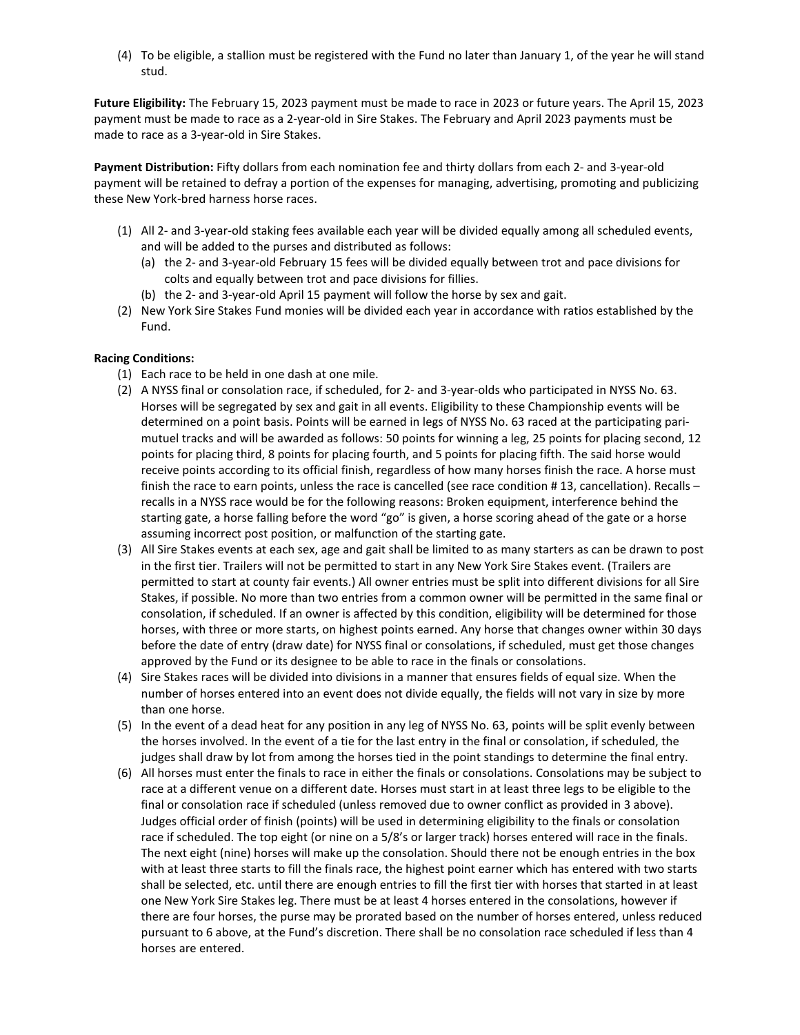(4) To be eligible, a stallion must be registered with the Fund no later than January 1, of the year he will stand stud.

**Future Eligibility:** The February 15, 2023 payment must be made to race in 2023 or future years. The April 15, 2023 payment must be made to race as a 2-year-old in Sire Stakes. The February and April 2023 payments must be made to race as a 3-year-old in Sire Stakes.

**Payment Distribution:** Fifty dollars from each nomination fee and thirty dollars from each 2- and 3-year-old payment will be retained to defray a portion of the expenses for managing, advertising, promoting and publicizing these New York-bred harness horse races.

(1) All 2- and 3-year-old staking fees available each year will be divided equally among all scheduled events, and will be added to the purses and distributed as follows:
   (a) the 2- and 3-year-old February 15 fees will be divided equally between trot and pace divisions for colts and equally between trot and pace divisions for fillies.
   (b) the 2- and 3-year-old April 15 payment will follow the horse by sex and gait.

(2) New York Sire Stakes Fund monies will be divided each year in accordance with ratios established by the Fund.

**Racing Conditions:**

(1) Each race to be held in one dash at one mile.

(2) A NYSS final or consolation race, if scheduled, for 2- and 3-year-olds who participated in NYSS No. 63. Horses will be segregated by sex and gait in all events. Eligibility to these Championship events will be determined on a point basis. Points will be earned in legs of NYSS No. 63 raced at the participating pari-mutuel tracks and will be awarded as follows: 50 points for winning a leg, 25 points for placing second, 12 points for placing third, 8 points for placing fourth, and 5 points for placing fifth. The said horse would receive points according to its official finish, regardless of how many horses finish the race. A horse must finish the race to earn points, unless the race is cancelled (see race condition # 13, cancellation). Recalls – recalls in a NYSS race would be for the following reasons: Broken equipment, interference behind the starting gate, a horse falling before the word "go" is given, a horse scoring ahead of the gate or a horse assuming incorrect post position, or malfunction of the starting gate.

(3) All Sire Stakes events at each sex, age and gait shall be limited to as many starters as can be drawn to post in the first tier. Trailers will not be permitted to start in any New York Sire Stakes event. (Trailers are permitted to start at county fair events.) All owner entries must be split into different divisions for all Sire Stakes, if possible. No more than two entries from a common owner will be permitted in the same final or consolation, if scheduled. If an owner is affected by this condition, eligibility will be determined for those horses, with three or more starts, on highest points earned. Any horse that changes owner within 30 days before the date of entry (draw date) for NYSS final or consolations, if scheduled, must get those changes approved by the Fund or its designee to be able to race in the finals or consolations.

(4) Sire Stakes races will be divided into divisions in a manner that ensures fields of equal size. When the number of horses entered into an event does not divide equally, the fields will not vary in size by more than one horse.

(5) In the event of a dead heat for any position in any leg of NYSS No. 63, points will be split evenly between the horses involved. In the event of a tie for the last entry in the final or consolation, if scheduled, the judges shall draw by lot from among the horses tied in the point standings to determine the final entry.

(6) All horses must enter the finals to race in either the finals or consolations. Consolations may be subject to race at a different venue on a different date. Horses must start in at least three legs to be eligible to the final or consolation race if scheduled (unless removed due to owner conflict as provided in 3 above). Judges official order of finish (points) will be used in determining eligibility to the finals or consolation race if scheduled. The top eight (or nine on a 5/8's or larger track) horses entered will race in the finals. The next eight (nine) horses will make up the consolation. Should there not be enough entries in the box with at least three starts to fill the finals race, the highest point earner which has entered with two starts shall be selected, etc. until there are enough entries to fill the first tier with horses that started in at least one New York Sire Stakes leg. There must be at least 4 horses entered in the consolations, however if there are four horses, the purse may be prorated based on the number of horses entered, unless reduced pursuant to 6 above, at the Fund's discretion. There shall be no consolation race scheduled if less than 4 horses are entered.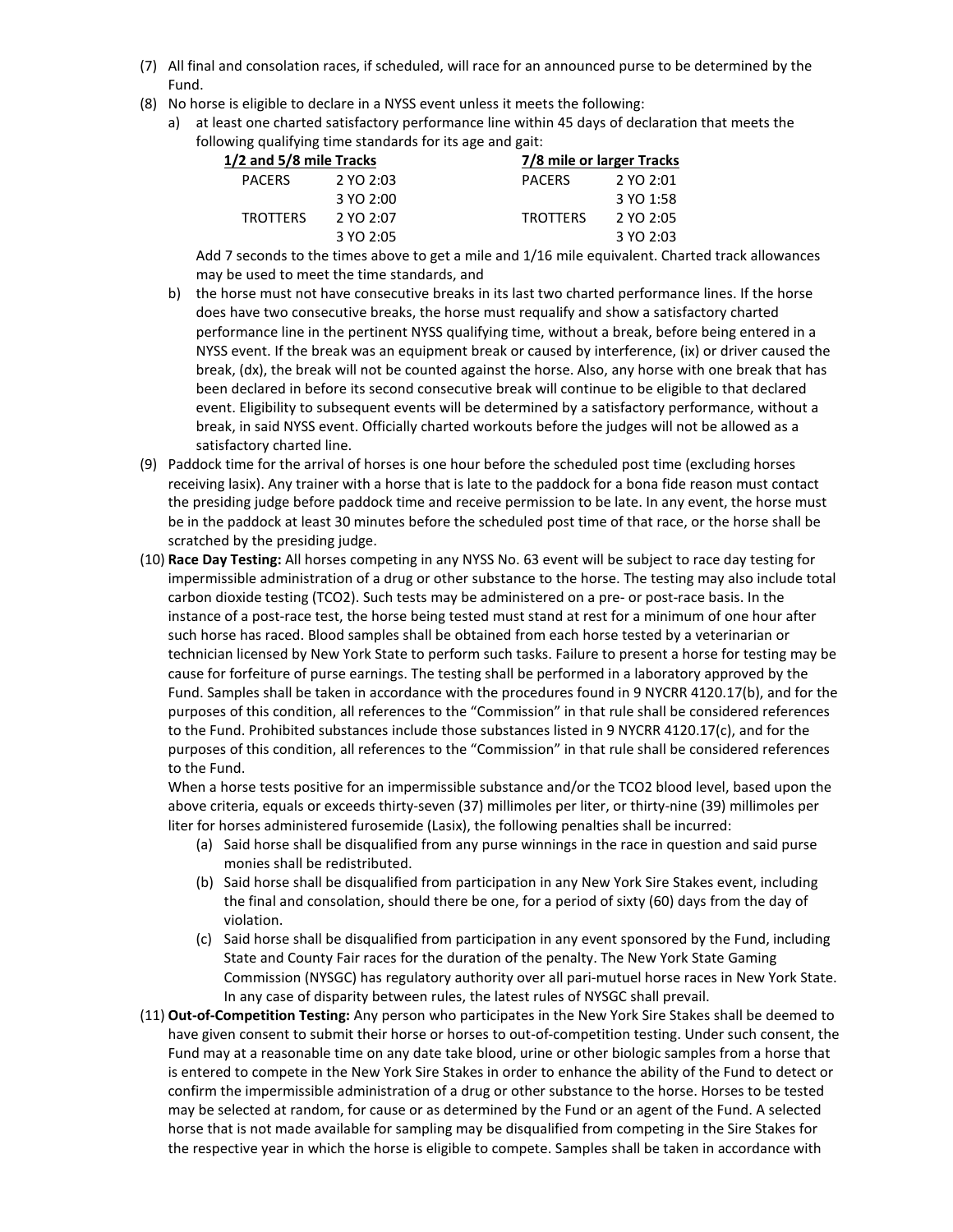(7) All final and consolation races, if scheduled, will race for an announced purse to be determined by the Fund.

(8) No horse is eligible to declare in a NYSS event unless it meets the following:

   a) at least one charted satisfactory performance line within 45 days of declaration that meets the following qualifying time standards for its age and gait:

| 1/2 and 5/8 mile Tracks | | 7/8 mile or larger Tracks | |
|---|---|---|---|
| PACERS | 2 YO 2:03 | PACERS | 2 YO 2:01 |
| | 3 YO 2:00 | | 3 YO 1:58 |
| TROTTERS | 2 YO 2:07 | TROTTERS | 2 YO 2:05 |
| | 3 YO 2:05 | | 3 YO 2:03 |

   Add 7 seconds to the times above to get a mile and 1/16 mile equivalent. Charted track allowances may be used to meet the time standards, and

   b) the horse must not have consecutive breaks in its last two charted performance lines. If the horse does have two consecutive breaks, the horse must requalify and show a satisfactory charted performance line in the pertinent NYSS qualifying time, without a break, before being entered in a NYSS event. If the break was an equipment break or caused by interference, (ix) or driver caused the break, (dx), the break will not be counted against the horse. Also, any horse with one break that has been declared in before its second consecutive break will continue to be eligible to that declared event. Eligibility to subsequent events will be determined by a satisfactory performance, without a break, in said NYSS event. Officially charted workouts before the judges will not be allowed as a satisfactory charted line.

(9) Paddock time for the arrival of horses is one hour before the scheduled post time (excluding horses receiving lasix). Any trainer with a horse that is late to the paddock for a bona fide reason must contact the presiding judge before paddock time and receive permission to be late. In any event, the horse must be in the paddock at least 30 minutes before the scheduled post time of that race, or the horse shall be scratched by the presiding judge.

(10) **Race Day Testing:** All horses competing in any NYSS No. 63 event will be subject to race day testing for impermissible administration of a drug or other substance to the horse. The testing may also include total carbon dioxide testing (TCO2). Such tests may be administered on a pre- or post-race basis. In the instance of a post-race test, the horse being tested must stand at rest for a minimum of one hour after such horse has raced. Blood samples shall be obtained from each horse tested by a veterinarian or technician licensed by New York State to perform such tasks. Failure to present a horse for testing may be cause for forfeiture of purse earnings. The testing shall be performed in a laboratory approved by the Fund. Samples shall be taken in accordance with the procedures found in 9 NYCRR 4120.17(b), and for the purposes of this condition, all references to the "Commission" in that rule shall be considered references to the Fund. Prohibited substances include those substances listed in 9 NYCRR 4120.17(c), and for the purposes of this condition, all references to the "Commission" in that rule shall be considered references to the Fund.

   When a horse tests positive for an impermissible substance and/or the TCO2 blood level, based upon the above criteria, equals or exceeds thirty-seven (37) millimoles per liter, or thirty-nine (39) millimoles per liter for horses administered furosemide (Lasix), the following penalties shall be incurred:

   (a) Said horse shall be disqualified from any purse winnings in the race in question and said purse monies shall be redistributed.

   (b) Said horse shall be disqualified from participation in any New York Sire Stakes event, including the final and consolation, should there be one, for a period of sixty (60) days from the day of violation.

   (c) Said horse shall be disqualified from participation in any event sponsored by the Fund, including State and County Fair races for the duration of the penalty. The New York State Gaming Commission (NYSGC) has regulatory authority over all pari-mutuel horse races in New York State. In any case of disparity between rules, the latest rules of NYSGC shall prevail.

(11) **Out-of-Competition Testing:** Any person who participates in the New York Sire Stakes shall be deemed to have given consent to submit their horse or horses to out-of-competition testing. Under such consent, the Fund may at a reasonable time on any date take blood, urine or other biologic samples from a horse that is entered to compete in the New York Sire Stakes in order to enhance the ability of the Fund to detect or confirm the impermissible administration of a drug or other substance to the horse. Horses to be tested may be selected at random, for cause or as determined by the Fund or an agent of the Fund. A selected horse that is not made available for sampling may be disqualified from competing in the Sire Stakes for the respective year in which the horse is eligible to compete. Samples shall be taken in accordance with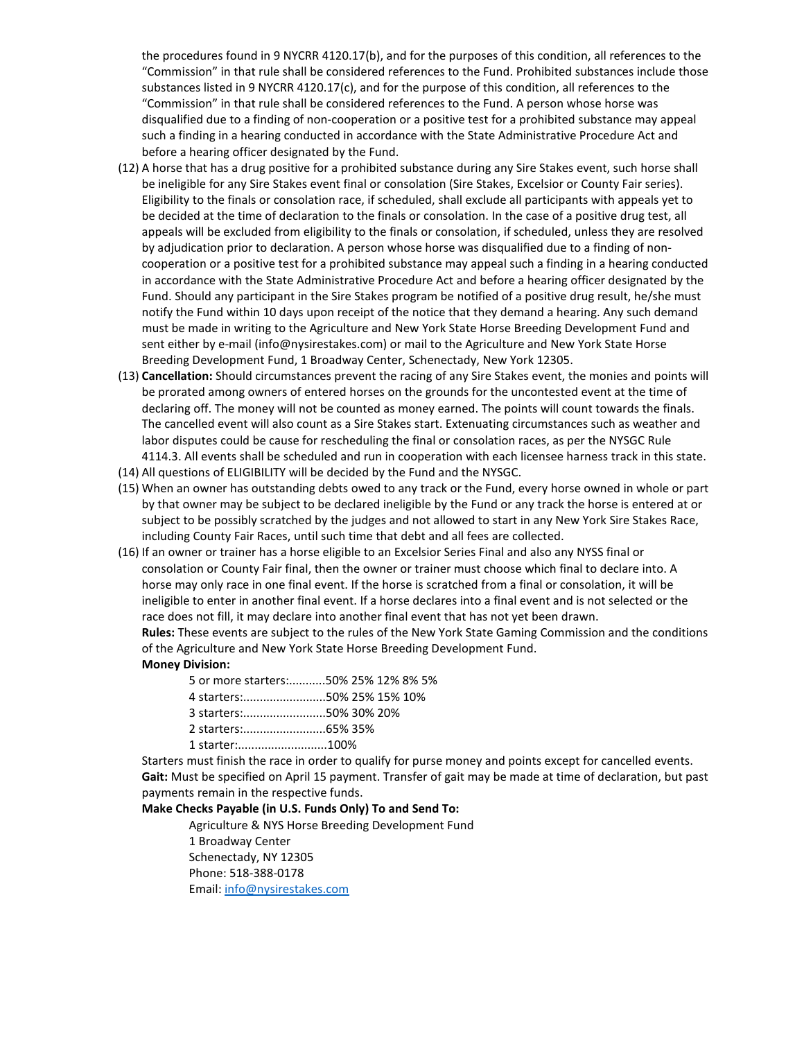the procedures found in 9 NYCRR 4120.17(b), and for the purposes of this condition, all references to the "Commission" in that rule shall be considered references to the Fund. Prohibited substances include those substances listed in 9 NYCRR 4120.17(c), and for the purpose of this condition, all references to the "Commission" in that rule shall be considered references to the Fund. A person whose horse was disqualified due to a finding of non-cooperation or a positive test for a prohibited substance may appeal such a finding in a hearing conducted in accordance with the State Administrative Procedure Act and before a hearing officer designated by the Fund.

(12) A horse that has a drug positive for a prohibited substance during any Sire Stakes event, such horse shall be ineligible for any Sire Stakes event final or consolation (Sire Stakes, Excelsior or County Fair series). Eligibility to the finals or consolation race, if scheduled, shall exclude all participants with appeals yet to be decided at the time of declaration to the finals or consolation. In the case of a positive drug test, all appeals will be excluded from eligibility to the finals or consolation, if scheduled, unless they are resolved by adjudication prior to declaration. A person whose horse was disqualified due to a finding of non-cooperation or a positive test for a prohibited substance may appeal such a finding in a hearing conducted in accordance with the State Administrative Procedure Act and before a hearing officer designated by the Fund. Should any participant in the Sire Stakes program be notified of a positive drug result, he/she must notify the Fund within 10 days upon receipt of the notice that they demand a hearing. Any such demand must be made in writing to the Agriculture and New York State Horse Breeding Development Fund and sent either by e-mail (info@nysirestakes.com) or mail to the Agriculture and New York State Horse Breeding Development Fund, 1 Broadway Center, Schenectady, New York 12305.

(13) **Cancellation:** Should circumstances prevent the racing of any Sire Stakes event, the monies and points will be prorated among owners of entered horses on the grounds for the uncontested event at the time of declaring off. The money will not be counted as money earned. The points will count towards the finals. The cancelled event will also count as a Sire Stakes start. Extenuating circumstances such as weather and labor disputes could be cause for rescheduling the final or consolation races, as per the NYSGC Rule 4114.3. All events shall be scheduled and run in cooperation with each licensee harness track in this state.

(14) All questions of ELIGIBILITY will be decided by the Fund and the NYSGC.

(15) When an owner has outstanding debts owed to any track or the Fund, every horse owned in whole or part by that owner may be subject to be declared ineligible by the Fund or any track the horse is entered at or subject to be possibly scratched by the judges and not allowed to start in any New York Sire Stakes Race, including County Fair Races, until such time that debt and all fees are collected.

(16) If an owner or trainer has a horse eligible to an Excelsior Series Final and also any NYSS final or consolation or County Fair final, then the owner or trainer must choose which final to declare into. A horse may only race in one final event. If the horse is scratched from a final or consolation, it will be ineligible to enter in another final event. If a horse declares into a final event and is not selected or the race does not fill, it may declare into another final event that has not yet been drawn.

**Rules:** These events are subject to the rules of the New York State Gaming Commission and the conditions of the Agriculture and New York State Horse Breeding Development Fund.

**Money Division:**

5 or more starters:...........50% 25% 12% 8% 5%
4 starters:.........................50% 25% 15% 10%
3 starters:.........................50% 30% 20%
2 starters:.........................65% 35%
1 starter:...........................100%

Starters must finish the race in order to qualify for purse money and points except for cancelled events.

**Gait:** Must be specified on April 15 payment. Transfer of gait may be made at time of declaration, but past payments remain in the respective funds.

**Make Checks Payable (in U.S. Funds Only) To and Send To:**

Agriculture & NYS Horse Breeding Development Fund
1 Broadway Center
Schenectady, NY 12305
Phone: 518-388-0178
Email: info@nysirestakes.com